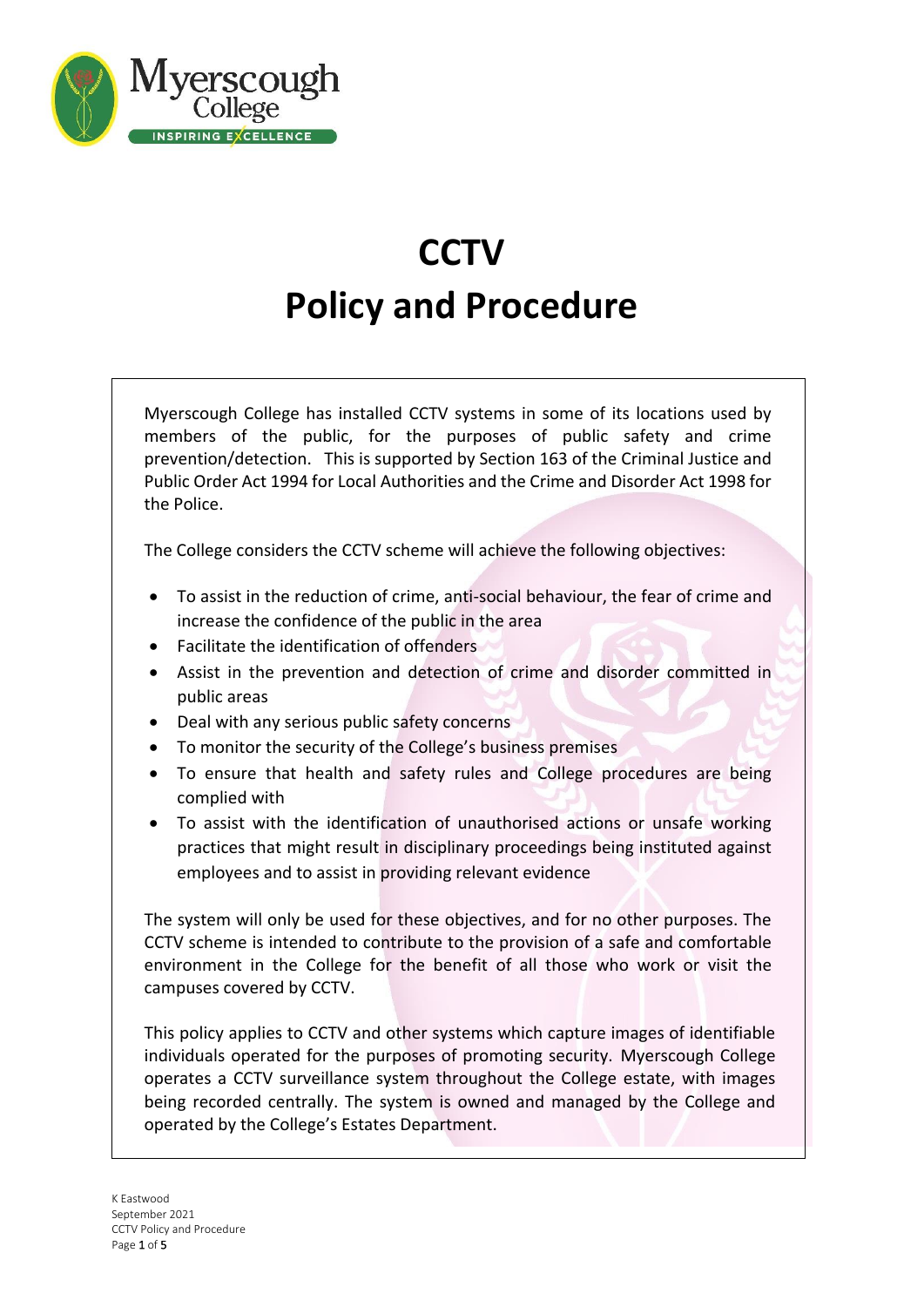# CCTV
# Policy and Procedure

Myerscough College has installed CCTV systems in some of its locations used by members of the public, for the purposes of public safety and crime prevention/detection. This is supported by Section 163 of the Criminal Justice and Public Order Act 1994 for Local Authorities and the Crime and Disorder Act 1998 for the Police.

The College considers the CCTV scheme will achieve the following objectives:

- To assist in the reduction of crime, anti-social behaviour, the fear of crime and increase the confidence of the public in the area
- Facilitate the identification of offenders
- Assist in the prevention and detection of crime and disorder committed in public areas
- Deal with any serious public safety concerns
- To monitor the security of the College's business premises
- To ensure that health and safety rules and College procedures are being complied with
- To assist with the identification of unauthorised actions or unsafe working practices that might result in disciplinary proceedings being instituted against employees and to assist in providing relevant evidence

The system will only be used for these objectives, and for no other purposes. The CCTV scheme is intended to contribute to the provision of a safe and comfortable environment in the College for the benefit of all those who work or visit the campuses covered by CCTV.

This policy applies to CCTV and other systems which capture images of identifiable individuals operated for the purposes of promoting security. Myerscough College operates a CCTV surveillance system throughout the College estate, with images being recorded centrally. The system is owned and managed by the College and operated by the College's Estates Department.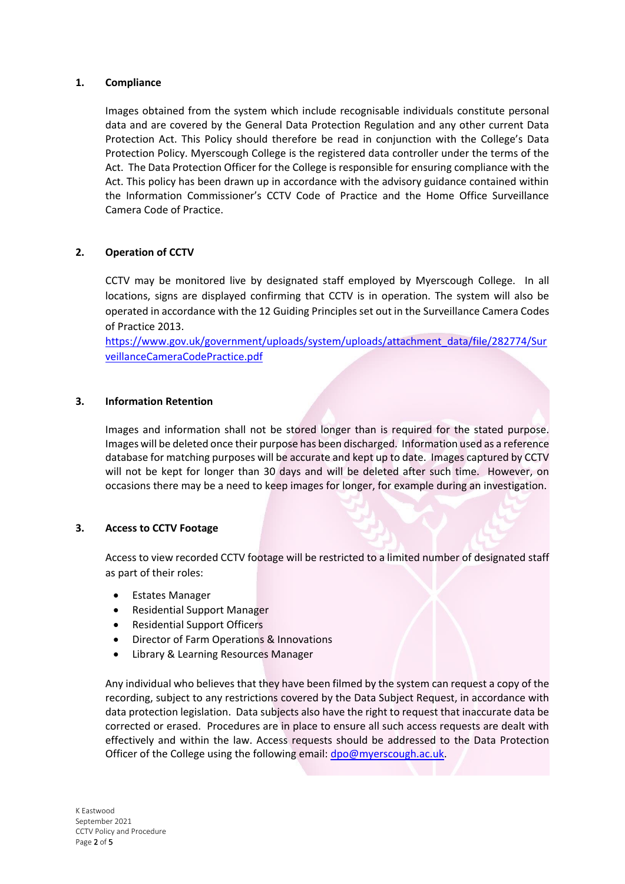## 1. Compliance

Images obtained from the system which include recognisable individuals constitute personal data and are covered by the General Data Protection Regulation and any other current Data Protection Act. This Policy should therefore be read in conjunction with the College's Data Protection Policy. Myerscough College is the registered data controller under the terms of the Act. The Data Protection Officer for the College is responsible for ensuring compliance with the Act. This policy has been drawn up in accordance with the advisory guidance contained within the Information Commissioner's CCTV Code of Practice and the Home Office Surveillance Camera Code of Practice.

## 2. Operation of CCTV

CCTV may be monitored live by designated staff employed by Myerscough College. In all locations, signs are displayed confirming that CCTV is in operation. The system will also be operated in accordance with the 12 Guiding Principles set out in the Surveillance Camera Codes of Practice 2013.
https://www.gov.uk/government/uploads/system/uploads/attachment_data/file/282774/SurveillanceCameraCodePractice.pdf

## 3. Information Retention

Images and information shall not be stored longer than is required for the stated purpose. Images will be deleted once their purpose has been discharged. Information used as a reference database for matching purposes will be accurate and kept up to date. Images captured by CCTV will not be kept for longer than 30 days and will be deleted after such time. However, on occasions there may be a need to keep images for longer, for example during an investigation.

## 3. Access to CCTV Footage

Access to view recorded CCTV footage will be restricted to a limited number of designated staff as part of their roles:

- Estates Manager
- Residential Support Manager
- Residential Support Officers
- Director of Farm Operations & Innovations
- Library & Learning Resources Manager

Any individual who believes that they have been filmed by the system can request a copy of the recording, subject to any restrictions covered by the Data Subject Request, in accordance with data protection legislation. Data subjects also have the right to request that inaccurate data be corrected or erased. Procedures are in place to ensure all such access requests are dealt with effectively and within the law. Access requests should be addressed to the Data Protection Officer of the College using the following email: dpo@myerscough.ac.uk.

K Eastwood
September 2021
CCTV Policy and Procedure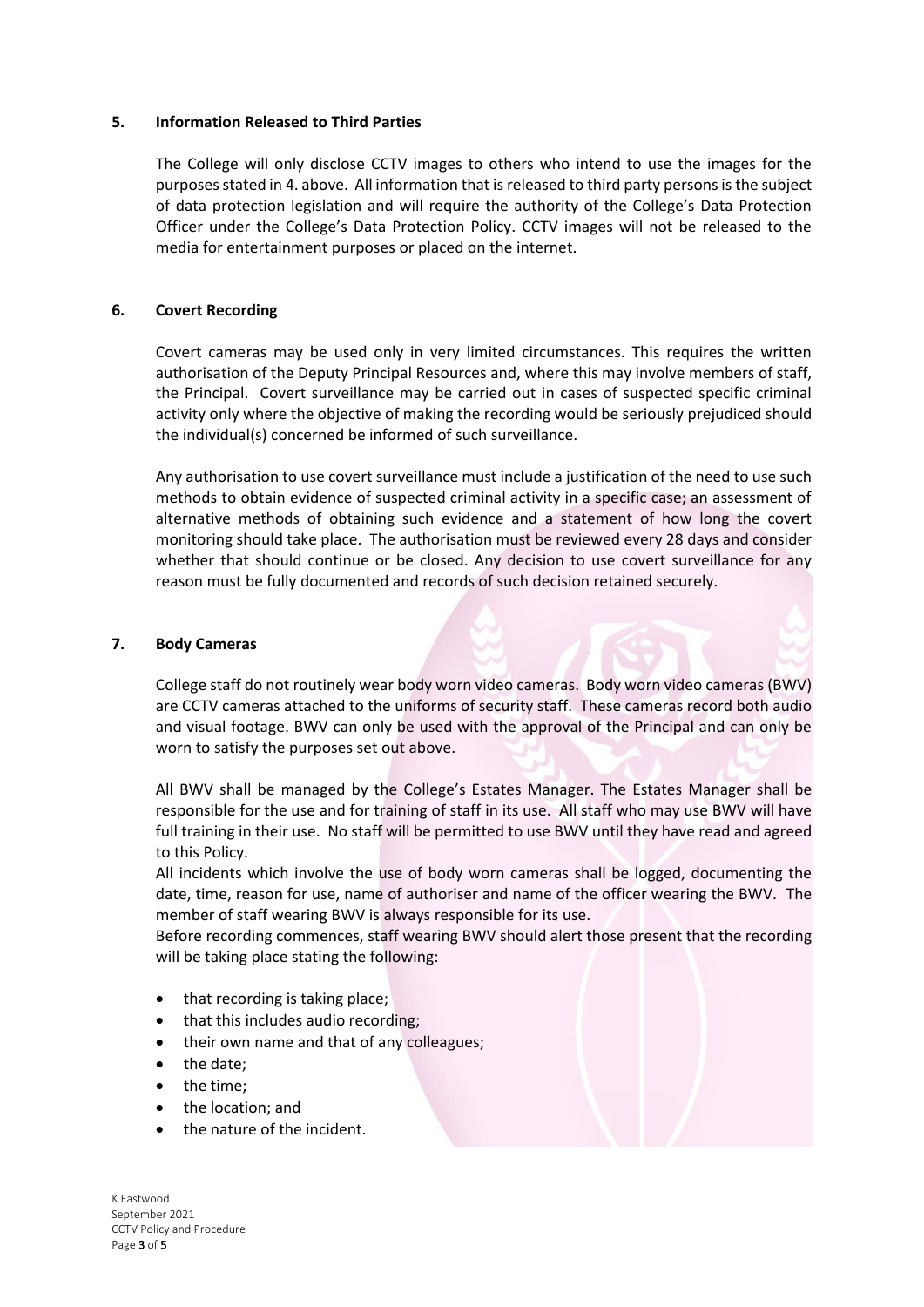## 5. Information Released to Third Parties

The College will only disclose CCTV images to others who intend to use the images for the purposes stated in 4. above. All information that is released to third party persons is the subject of data protection legislation and will require the authority of the College's Data Protection Officer under the College's Data Protection Policy. CCTV images will not be released to the media for entertainment purposes or placed on the internet.

## 6. Covert Recording

Covert cameras may be used only in very limited circumstances. This requires the written authorisation of the Deputy Principal Resources and, where this may involve members of staff, the Principal. Covert surveillance may be carried out in cases of suspected specific criminal activity only where the objective of making the recording would be seriously prejudiced should the individual(s) concerned be informed of such surveillance.

Any authorisation to use covert surveillance must include a justification of the need to use such methods to obtain evidence of suspected criminal activity in a specific case; an assessment of alternative methods of obtaining such evidence and a statement of how long the covert monitoring should take place. The authorisation must be reviewed every 28 days and consider whether that should continue or be closed. Any decision to use covert surveillance for any reason must be fully documented and records of such decision retained securely.

## 7. Body Cameras

College staff do not routinely wear body worn video cameras. Body worn video cameras (BWV) are CCTV cameras attached to the uniforms of security staff. These cameras record both audio and visual footage. BWV can only be used with the approval of the Principal and can only be worn to satisfy the purposes set out above.

All BWV shall be managed by the College's Estates Manager. The Estates Manager shall be responsible for the use and for training of staff in its use. All staff who may use BWV will have full training in their use. No staff will be permitted to use BWV until they have read and agreed to this Policy.

All incidents which involve the use of body worn cameras shall be logged, documenting the date, time, reason for use, name of authoriser and name of the officer wearing the BWV. The member of staff wearing BWV is always responsible for its use.

Before recording commences, staff wearing BWV should alert those present that the recording will be taking place stating the following:

- that recording is taking place;
- that this includes audio recording;
- their own name and that of any colleagues;
- the date;
- the time;
- the location; and
- the nature of the incident.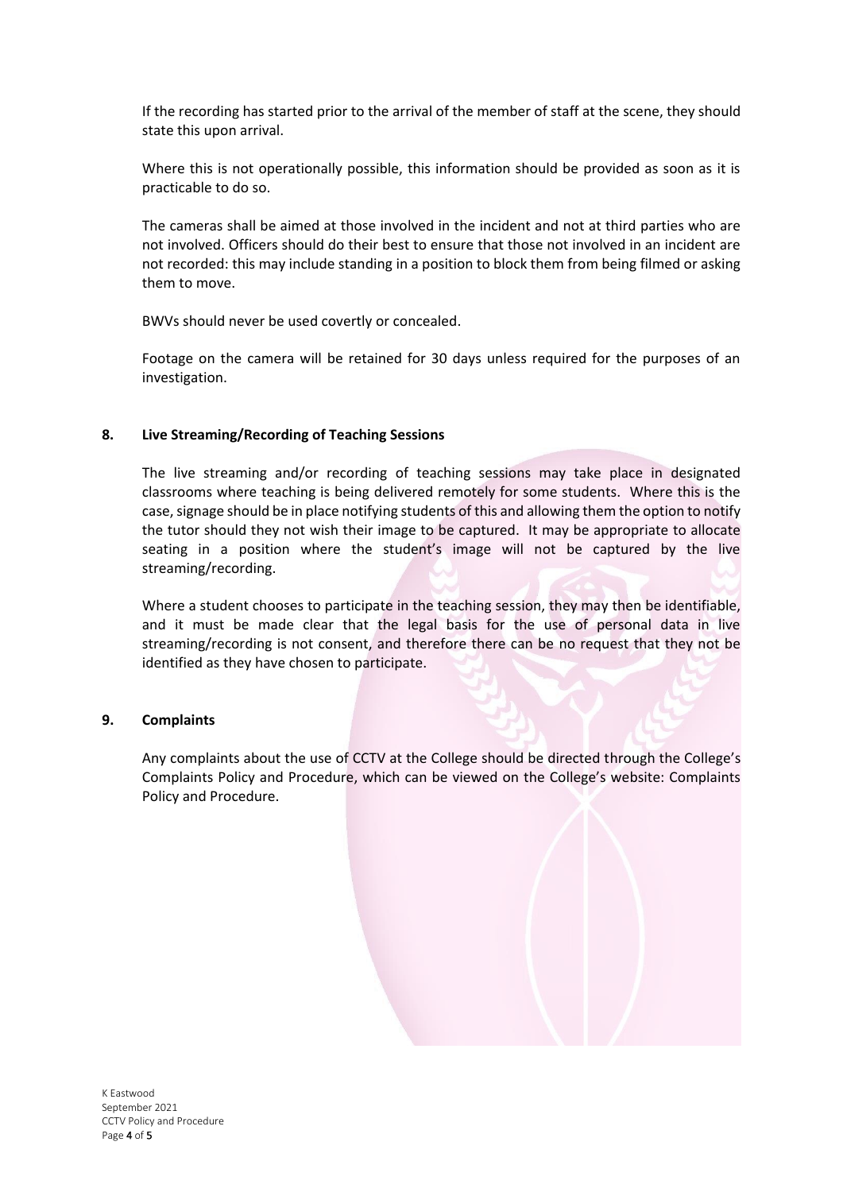If the recording has started prior to the arrival of the member of staff at the scene, they should state this upon arrival.

Where this is not operationally possible, this information should be provided as soon as it is practicable to do so.

The cameras shall be aimed at those involved in the incident and not at third parties who are not involved. Officers should do their best to ensure that those not involved in an incident are not recorded: this may include standing in a position to block them from being filmed or asking them to move.

BWVs should never be used covertly or concealed.

Footage on the camera will be retained for 30 days unless required for the purposes of an investigation.

## 8. Live Streaming/Recording of Teaching Sessions

The live streaming and/or recording of teaching sessions may take place in designated classrooms where teaching is being delivered remotely for some students. Where this is the case, signage should be in place notifying students of this and allowing them the option to notify the tutor should they not wish their image to be captured. It may be appropriate to allocate seating in a position where the student's image will not be captured by the live streaming/recording.

Where a student chooses to participate in the teaching session, they may then be identifiable, and it must be made clear that the legal basis for the use of personal data in live streaming/recording is not consent, and therefore there can be no request that they not be identified as they have chosen to participate.

## 9. Complaints

Any complaints about the use of CCTV at the College should be directed through the College's Complaints Policy and Procedure, which can be viewed on the College's website: Complaints Policy and Procedure.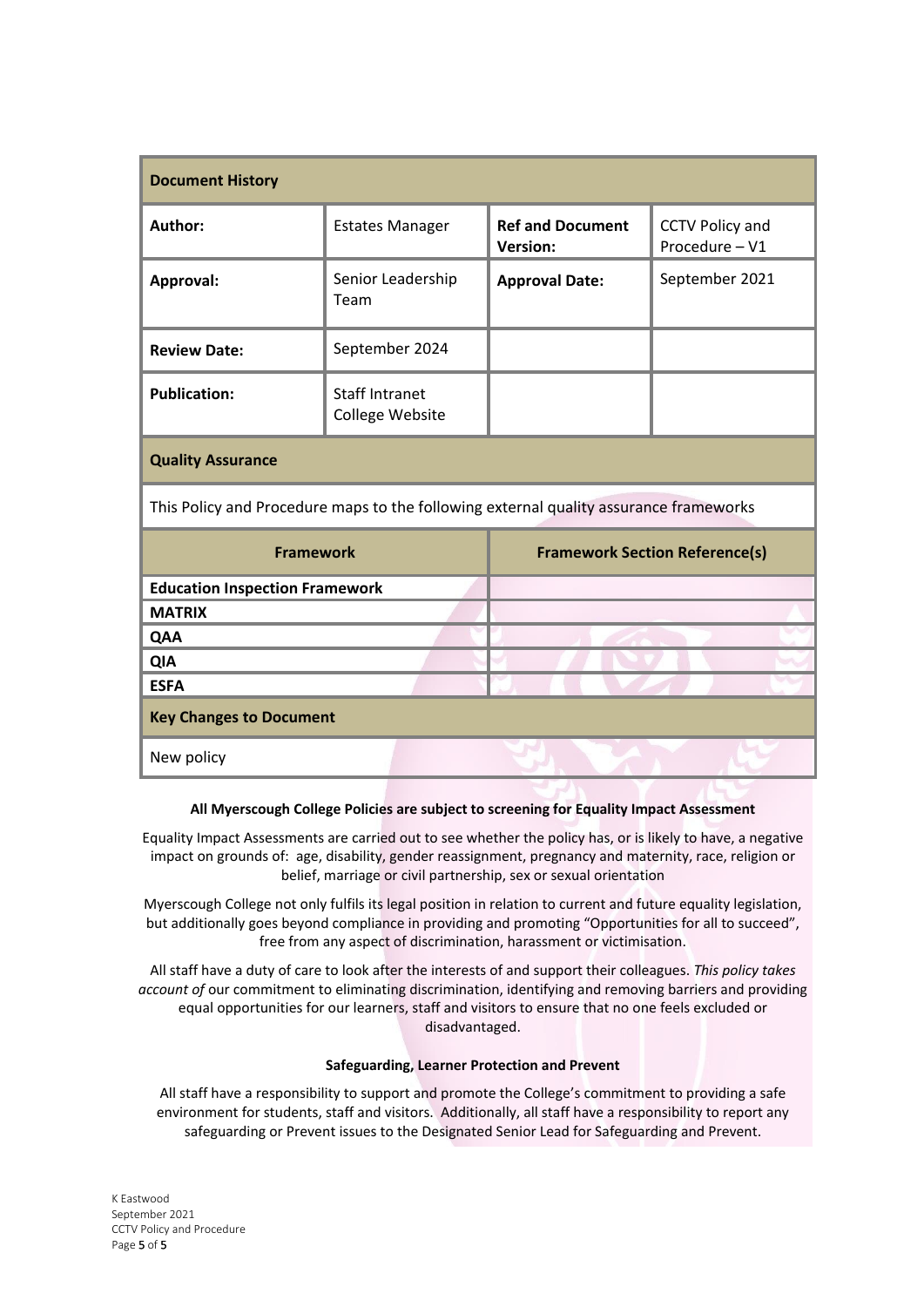| Document History | | | |
|---|---|---|---|
| **Author:** | Estates Manager | **Ref and Document Version:** | CCTV Policy and Procedure – V1 |
| **Approval:** | Senior Leadership Team | **Approval Date:** | September 2021 |
| **Review Date:** | September 2024 | | |
| **Publication:** | Staff Intranet<br>College Website | | |

**Quality Assurance**

This Policy and Procedure maps to the following external quality assurance frameworks

| Framework | Framework Section Reference(s) |
|---|---|
| **Education Inspection Framework** | |
| **MATRIX** | |
| **QAA** | |
| **QIA** | |
| **ESFA** | |

**Key Changes to Document**

New policy

**All Myerscough College Policies are subject to screening for Equality Impact Assessment**

Equality Impact Assessments are carried out to see whether the policy has, or is likely to have, a negative impact on grounds of: age, disability, gender reassignment, pregnancy and maternity, race, religion or belief, marriage or civil partnership, sex or sexual orientation

Myerscough College not only fulfils its legal position in relation to current and future equality legislation, but additionally goes beyond compliance in providing and promoting "Opportunities for all to succeed", free from any aspect of discrimination, harassment or victimisation.

All staff have a duty of care to look after the interests of and support their colleagues. *This policy takes account of* our commitment to eliminating discrimination, identifying and removing barriers and providing equal opportunities for our learners, staff and visitors to ensure that no one feels excluded or disadvantaged.

**Safeguarding, Learner Protection and Prevent**

All staff have a responsibility to support and promote the College's commitment to providing a safe environment for students, staff and visitors. Additionally, all staff have a responsibility to report any safeguarding or Prevent issues to the Designated Senior Lead for Safeguarding and Prevent.